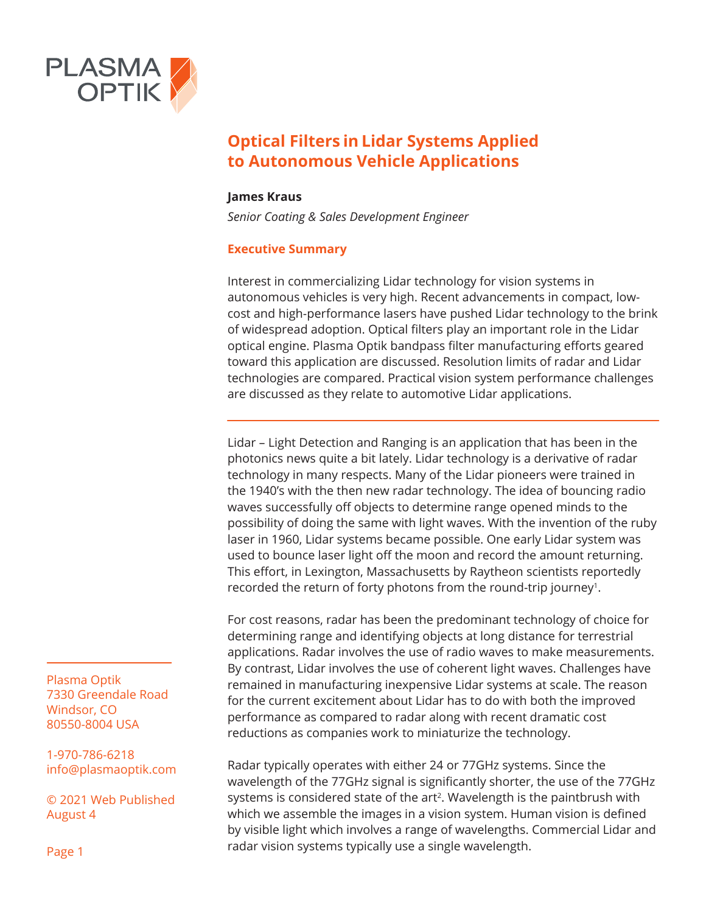# Optical Filters in Lidar Systems Applied to Autonomous Vehicle Applications

**James Kraus**

*Senior Coating & Sales Development Engineer*

## Executive Summary

Interest in commercializing Lidar technology for vision systems in autonomous vehicles is very high. Recent advancements in compact, low-cost and high-performance lasers have pushed Lidar technology to the brink of widespread adoption. Optical filters play an important role in the Lidar optical engine. Plasma Optik bandpass filter manufacturing efforts geared toward this application are discussed. Resolution limits of radar and Lidar technologies are compared. Practical vision system performance challenges are discussed as they relate to automotive Lidar applications.

---

Lidar – Light Detection and Ranging is an application that has been in the photonics news quite a bit lately. Lidar technology is a derivative of radar technology in many respects. Many of the Lidar pioneers were trained in the 1940's with the then new radar technology. The idea of bouncing radio waves successfully off objects to determine range opened minds to the possibility of doing the same with light waves. With the invention of the ruby laser in 1960, Lidar systems became possible. One early Lidar system was used to bounce laser light off the moon and record the amount returning. This effort, in Lexington, Massachusetts by Raytheon scientists reportedly recorded the return of forty photons from the round-trip journey[1].

For cost reasons, radar has been the predominant technology of choice for determining range and identifying objects at long distance for terrestrial applications. Radar involves the use of radio waves to make measurements. By contrast, Lidar involves the use of coherent light waves. Challenges have remained in manufacturing inexpensive Lidar systems at scale. The reason for the current excitement about Lidar has to do with both the improved performance as compared to radar along with recent dramatic cost reductions as companies work to miniaturize the technology.

Radar typically operates with either 24 or 77GHz systems. Since the wavelength of the 77GHz signal is significantly shorter, the use of the 77GHz systems is considered state of the art[2]. Wavelength is the paintbrush with which we assemble the images in a vision system. Human vision is defined by visible light which involves a range of wavelengths. Commercial Lidar and radar vision systems typically use a single wavelength.

Plasma Optik
7330 Greendale Road
Windsor, CO
80550-8004 USA

1-970-786-6218
info@plasmaoptik.com

© 2021 Web Published August 4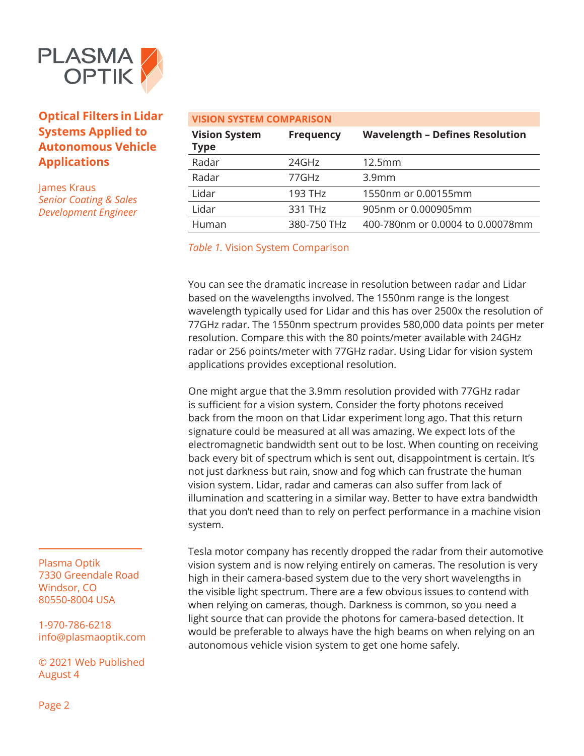**Optical Filters in Lidar Systems Applied to Autonomous Vehicle Applications**

James Kraus
*Senior Coating & Sales Development Engineer*

**VISION SYSTEM COMPARISON**

| Vision System Type | Frequency | Wavelength – Defines Resolution |
|---|---|---|
| Radar | 24GHz | 12.5mm |
| Radar | 77GHz | 3.9mm |
| Lidar | 193 THz | 1550nm or 0.00155mm |
| Lidar | 331 THz | 905nm or 0.000905mm |
| Human | 380-750 THz | 400-780nm or 0.0004 to 0.00078mm |

*Table 1.* Vision System Comparison

You can see the dramatic increase in resolution between radar and Lidar based on the wavelengths involved. The 1550nm range is the longest wavelength typically used for Lidar and this has over 2500x the resolution of 77GHz radar. The 1550nm spectrum provides 580,000 data points per meter resolution. Compare this with the 80 points/meter available with 24GHz radar or 256 points/meter with 77GHz radar. Using Lidar for vision system applications provides exceptional resolution.

One might argue that the 3.9mm resolution provided with 77GHz radar is sufficient for a vision system. Consider the forty photons received back from the moon on that Lidar experiment long ago. That this return signature could be measured at all was amazing. We expect lots of the electromagnetic bandwidth sent out to be lost. When counting on receiving back every bit of spectrum which is sent out, disappointment is certain. It's not just darkness but rain, snow and fog which can frustrate the human vision system. Lidar, radar and cameras can also suffer from lack of illumination and scattering in a similar way. Better to have extra bandwidth that you don't need than to rely on perfect performance in a machine vision system.

Tesla motor company has recently dropped the radar from their automotive vision system and is now relying entirely on cameras. The resolution is very high in their camera-based system due to the very short wavelengths in the visible light spectrum. There are a few obvious issues to contend with when relying on cameras, though. Darkness is common, so you need a light source that can provide the photons for camera-based detection. It would be preferable to always have the high beams on when relying on an autonomous vehicle vision system to get one home safely.

Plasma Optik
7330 Greendale Road
Windsor, CO
80550-8004 USA

1-970-786-6218
info@plasmaoptik.com

© 2021 Web Published August 4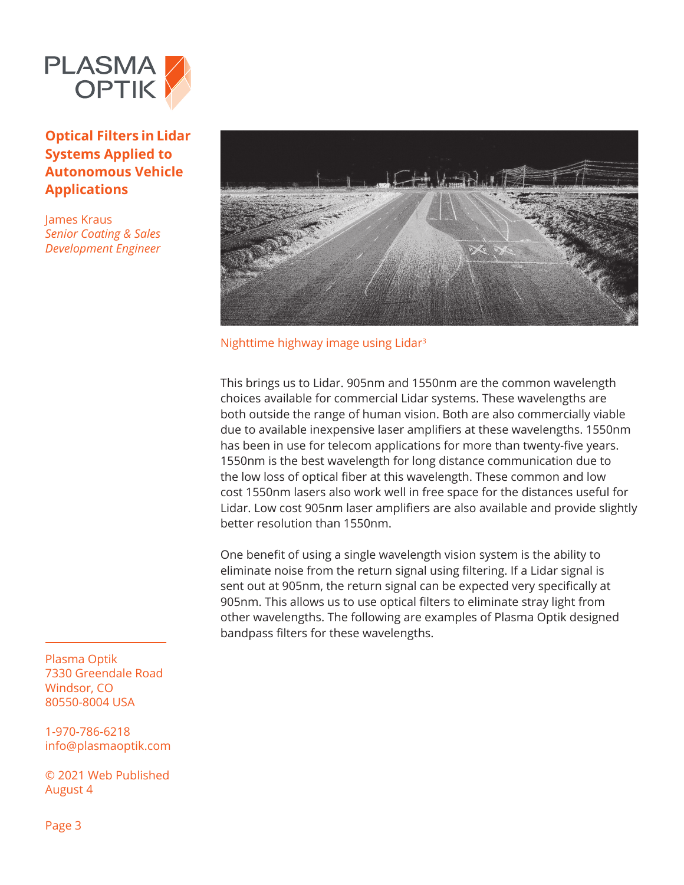# Optical Filters in Lidar Systems Applied to Autonomous Vehicle Applications

James Kraus
*Senior Coating & Sales Development Engineer*

Nighttime highway image using Lidar[3]

This brings us to Lidar. 905nm and 1550nm are the common wavelength choices available for commercial Lidar systems. These wavelengths are both outside the range of human vision. Both are also commercially viable due to available inexpensive laser amplifiers at these wavelengths. 1550nm has been in use for telecom applications for more than twenty-five years. 1550nm is the best wavelength for long distance communication due to the low loss of optical fiber at this wavelength. These common and low cost 1550nm lasers also work well in free space for the distances useful for Lidar. Low cost 905nm laser amplifiers are also available and provide slightly better resolution than 1550nm.

One benefit of using a single wavelength vision system is the ability to eliminate noise from the return signal using filtering. If a Lidar signal is sent out at 905nm, the return signal can be expected very specifically at 905nm. This allows us to use optical filters to eliminate stray light from other wavelengths. The following are examples of Plasma Optik designed bandpass filters for these wavelengths.

Plasma Optik
7330 Greendale Road
Windsor, CO
80550-8004 USA

1-970-786-6218
info@plasmaoptik.com

© 2021 Web Published August 4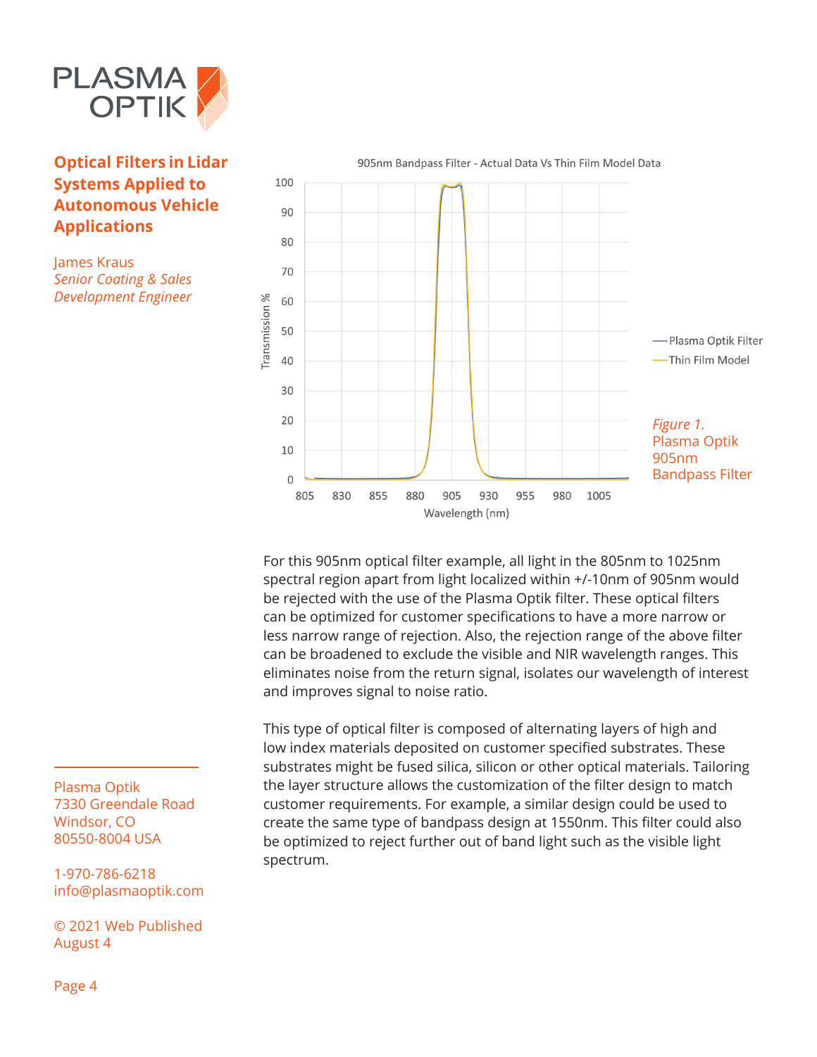# Optical Filters in Lidar Systems Applied to Autonomous Vehicle Applications

James Kraus
*Senior Coating & Sales Development Engineer*

905nm Bandpass Filter - Actual Data Vs Thin Film Model Data

*Figure 1.* Plasma Optik 905nm Bandpass Filter

For this 905nm optical filter example, all light in the 805nm to 1025nm spectral region apart from light localized within +/-10nm of 905nm would be rejected with the use of the Plasma Optik filter. These optical filters can be optimized for customer specifications to have a more narrow or less narrow range of rejection. Also, the rejection range of the above filter can be broadened to exclude the visible and NIR wavelength ranges. This eliminates noise from the return signal, isolates our wavelength of interest and improves signal to noise ratio.

This type of optical filter is composed of alternating layers of high and low index materials deposited on customer specified substrates. These substrates might be fused silica, silicon or other optical materials. Tailoring the layer structure allows the customization of the filter design to match customer requirements. For example, a similar design could be used to create the same type of bandpass design at 1550nm. This filter could also be optimized to reject further out of band light such as the visible light spectrum.

Plasma Optik
7330 Greendale Road
Windsor, CO
80550-8004 USA

1-970-786-6218
info@plasmaoptik.com

© 2021 Web Published August 4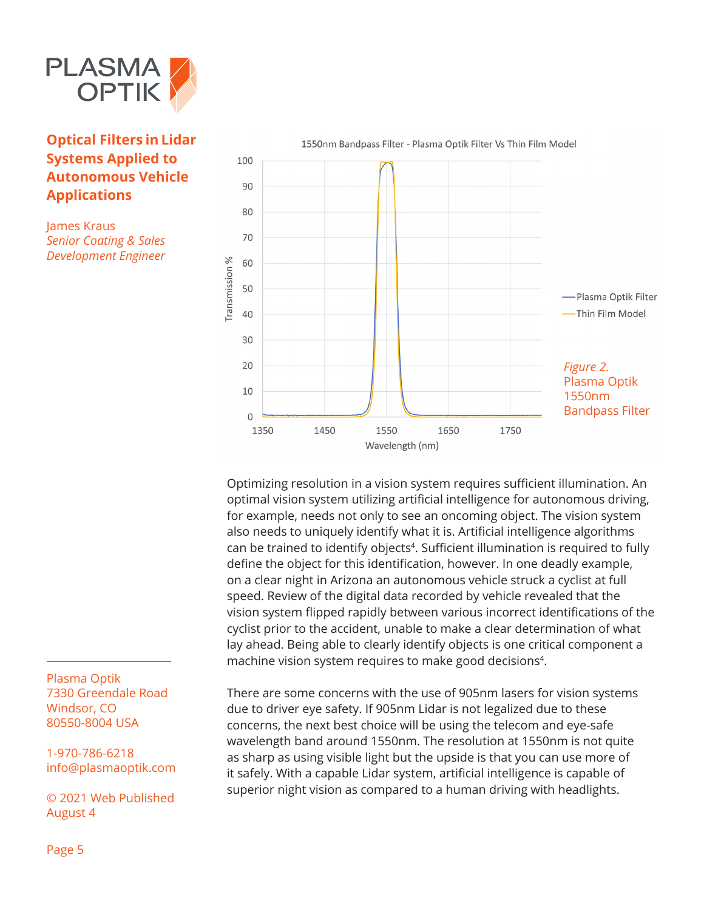# Optical Filters in Lidar Systems Applied to Autonomous Vehicle Applications

James Kraus
*Senior Coating & Sales Development Engineer*

1550nm Bandpass Filter - Plasma Optik Filter Vs Thin Film Model

*Figure 2.* Plasma Optik 1550nm Bandpass Filter

Optimizing resolution in a vision system requires sufficient illumination. An optimal vision system utilizing artificial intelligence for autonomous driving, for example, needs not only to see an oncoming object. The vision system also needs to uniquely identify what it is. Artificial intelligence algorithms can be trained to identify objects[4]. Sufficient illumination is required to fully define the object for this identification, however. In one deadly example, on a clear night in Arizona an autonomous vehicle struck a cyclist at full speed. Review of the digital data recorded by vehicle revealed that the vision system flipped rapidly between various incorrect identifications of the cyclist prior to the accident, unable to make a clear determination of what lay ahead. Being able to clearly identify objects is one critical component a machine vision system requires to make good decisions[4].

There are some concerns with the use of 905nm lasers for vision systems due to driver eye safety. If 905nm Lidar is not legalized due to these concerns, the next best choice will be using the telecom and eye-safe wavelength band around 1550nm. The resolution at 1550nm is not quite as sharp as using visible light but the upside is that you can use more of it safely. With a capable Lidar system, artificial intelligence is capable of superior night vision as compared to a human driving with headlights.

Plasma Optik
7330 Greendale Road
Windsor, CO
80550-8004 USA

1-970-786-6218
info@plasmaoptik.com

© 2021 Web Published August 4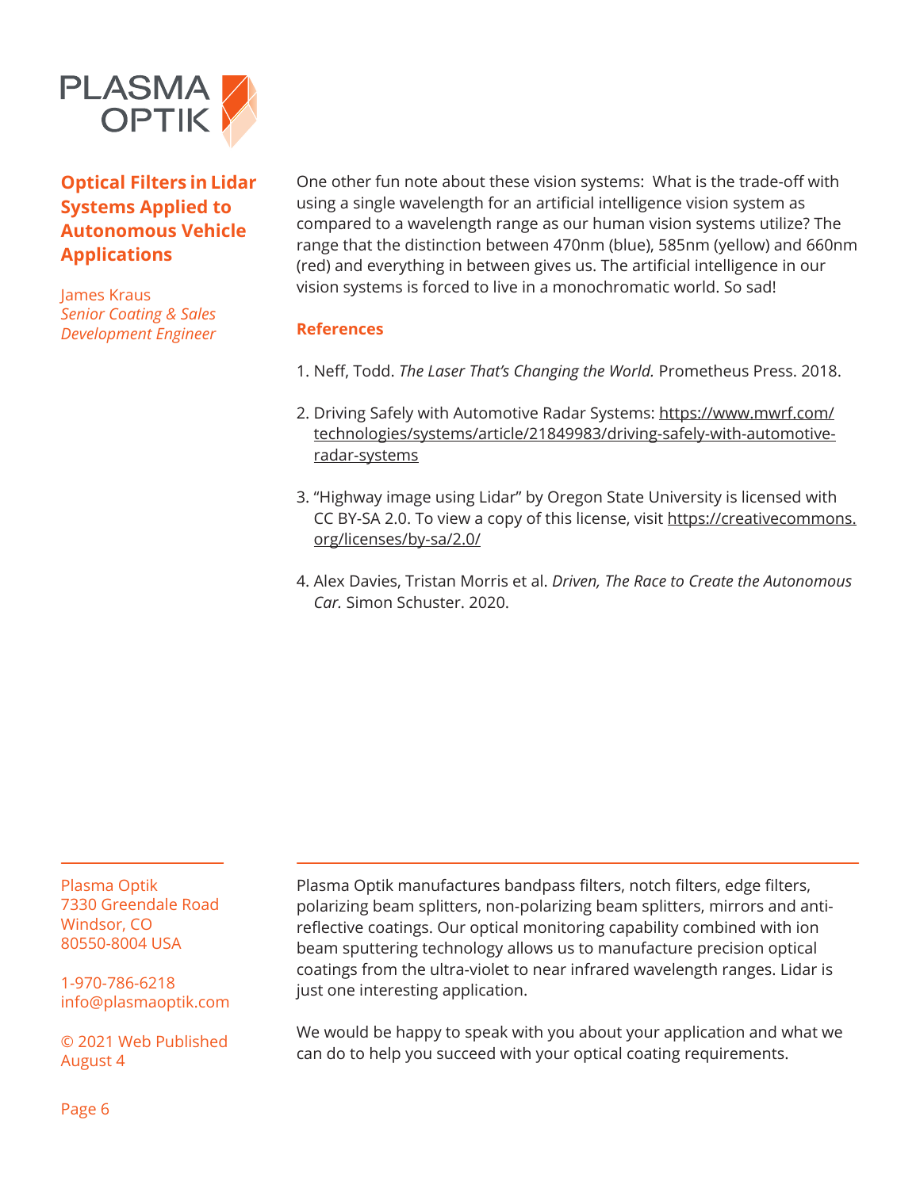One other fun note about these vision systems: What is the trade-off with using a single wavelength for an artificial intelligence vision system as compared to a wavelength range as our human vision systems utilize? The range that the distinction between 470nm (blue), 585nm (yellow) and 660nm (red) and everything in between gives us. The artificial intelligence in our vision systems is forced to live in a monochromatic world. So sad!

## References

1. Neff, Todd. *The Laser That's Changing the World.* Prometheus Press. 2018.
2. Driving Safely with Automotive Radar Systems: https://www.mwrf.com/technologies/systems/article/21849983/driving-safely-with-automotive-radar-systems
3. "Highway image using Lidar" by Oregon State University is licensed with CC BY-SA 2.0. To view a copy of this license, visit https://creativecommons.org/licenses/by-sa/2.0/
4. Alex Davies, Tristan Morris et al. *Driven, The Race to Create the Autonomous Car.* Simon Schuster. 2020.

---

Plasma Optik
7330 Greendale Road
Windsor, CO
80550-8004 USA

1-970-786-6218
info@plasmaoptik.com

© 2021 Web Published August 4

Plasma Optik manufactures bandpass filters, notch filters, edge filters, polarizing beam splitters, non-polarizing beam splitters, mirrors and anti-reflective coatings. Our optical monitoring capability combined with ion beam sputtering technology allows us to manufacture precision optical coatings from the ultra-violet to near infrared wavelength ranges. Lidar is just one interesting application.

We would be happy to speak with you about your application and what we can do to help you succeed with your optical coating requirements.